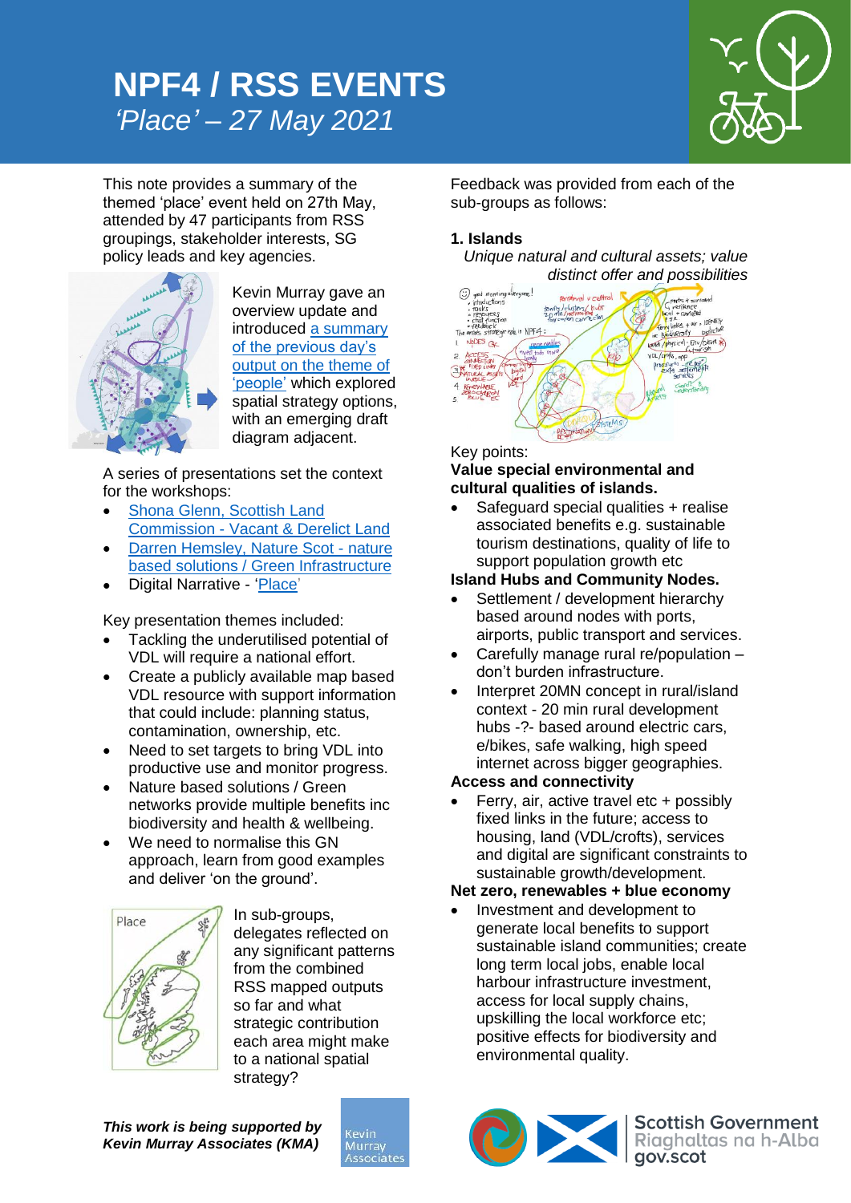# NPF4 / RSS EVENTS
*'Place' – 27 May 2021*

This note provides a summary of the themed 'place' event held on 27th May, attended by 47 participants from RSS groupings, stakeholder interests, SG policy leads and key agencies.

Kevin Murray gave an overview update and introduced a summary of the previous day's output on the theme of 'people' which explored spatial strategy options, with an emerging draft diagram adjacent.

A series of presentations set the context for the workshops:

- Shona Glenn, Scottish Land Commission - Vacant & Derelict Land
- Darren Hemsley, Nature Scot - nature based solutions / Green Infrastructure
- Digital Narrative - 'Place'

Key presentation themes included:

- Tackling the underutilised potential of VDL will require a national effort.
- Create a publicly available map based VDL resource with support information that could include: planning status, contamination, ownership, etc.
- Need to set targets to bring VDL into productive use and monitor progress.
- Nature based solutions / Green networks provide multiple benefits inc biodiversity and health & wellbeing.
- We need to normalise this GN approach, learn from good examples and deliver 'on the ground'.

In sub-groups, delegates reflected on any significant patterns from the combined RSS mapped outputs so far and what strategic contribution each area might make to a national spatial strategy?

Feedback was provided from each of the sub-groups as follows:

### 1. Islands

*Unique natural and cultural assets; value distinct offer and possibilities*

Key points:

**Value special environmental and cultural qualities of islands.**

- Safeguard special qualities + realise associated benefits e.g. sustainable tourism destinations, quality of life to support population growth etc

**Island Hubs and Community Nodes.**

- Settlement / development hierarchy based around nodes with ports, airports, public transport and services.
- Carefully manage rural re/population – don't burden infrastructure.
- Interpret 20MN concept in rural/island context - 20 min rural development hubs -?- based around electric cars, e/bikes, safe walking, high speed internet across bigger geographies.

**Access and connectivity**

- Ferry, air, active travel etc + possibly fixed links in the future; access to housing, land (VDL/crofts), services and digital are significant constraints to sustainable growth/development.

**Net zero, renewables + blue economy**

- Investment and development to generate local benefits to support sustainable island communities; create long term local jobs, enable local harbour infrastructure investment, access for local supply chains, upskilling the local workforce etc; positive effects for biodiversity and environmental quality.

***This work is being supported by Kevin Murray Associates (KMA)***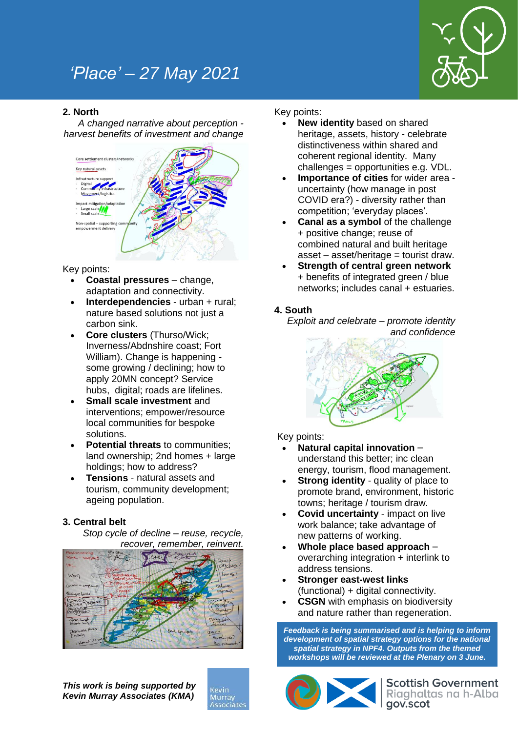# *'Place' – 27 May 2021*

## 2. North

*A changed narrative about perception - harvest benefits of investment and change*

Core settlement clusters/networks
Key natural assets
Infrastructure support
- Digital
- Community infrastructure
- Movement/logistics
Impact mitigation/adaptation
- Large scale
- Small scale
Non-spatial – supporting community empowerment delivery

Key points:

- **Coastal pressures** – change, adaptation and connectivity.
- **Interdependencies** - urban + rural; nature based solutions not just a carbon sink.
- **Core clusters** (Thurso/Wick; Inverness/Abdnshire coast; Fort William). Change is happening - some growing / declining; how to apply 20MN concept? Service hubs, digital; roads are lifelines.
- **Small scale investment** and interventions; empower/resource local communities for bespoke solutions.
- **Potential threats** to communities; land ownership; 2nd homes + large holdings; how to address?
- **Tensions** - natural assets and tourism, community development; ageing population.

## 3. Central belt

*Stop cycle of decline – reuse, recycle, recover, remember, reinvent.*

Key points:

- **New identity** based on shared heritage, assets, history - celebrate distinctiveness within shared and coherent regional identity. Many challenges = opportunities e.g. VDL.
- **Importance of cities** for wider area - uncertainty (how manage in post COVID era?) - diversity rather than competition; 'everyday places'.
- **Canal as a symbol** of the challenge + positive change; reuse of combined natural and built heritage asset – asset/heritage = tourist draw.
- **Strength of central green network** + benefits of integrated green / blue networks; includes canal + estuaries.

## 4. South

*Exploit and celebrate – promote identity and confidence*

Key points:

- **Natural capital innovation** – understand this better; inc clean energy, tourism, flood management.
- **Strong identity** - quality of place to promote brand, environment, historic towns; heritage / tourism draw.
- **Covid uncertainty** - impact on live work balance; take advantage of new patterns of working.
- **Whole place based approach** – overarching integration + interlink to address tensions.
- **Stronger east-west links** (functional) + digital connectivity.
- **CSGN** with emphasis on biodiversity and nature rather than regeneration.

***Feedback is being summarised and is helping to inform development of spatial strategy options for the national spatial strategy in NPF4. Outputs from the themed workshops will be reviewed at the Plenary on 3 June.***

***This work is being supported by Kevin Murray Associates (KMA)***

Kevin Murray Associates

Scottish Government
Riaghaltas na h-Alba
gov.scot